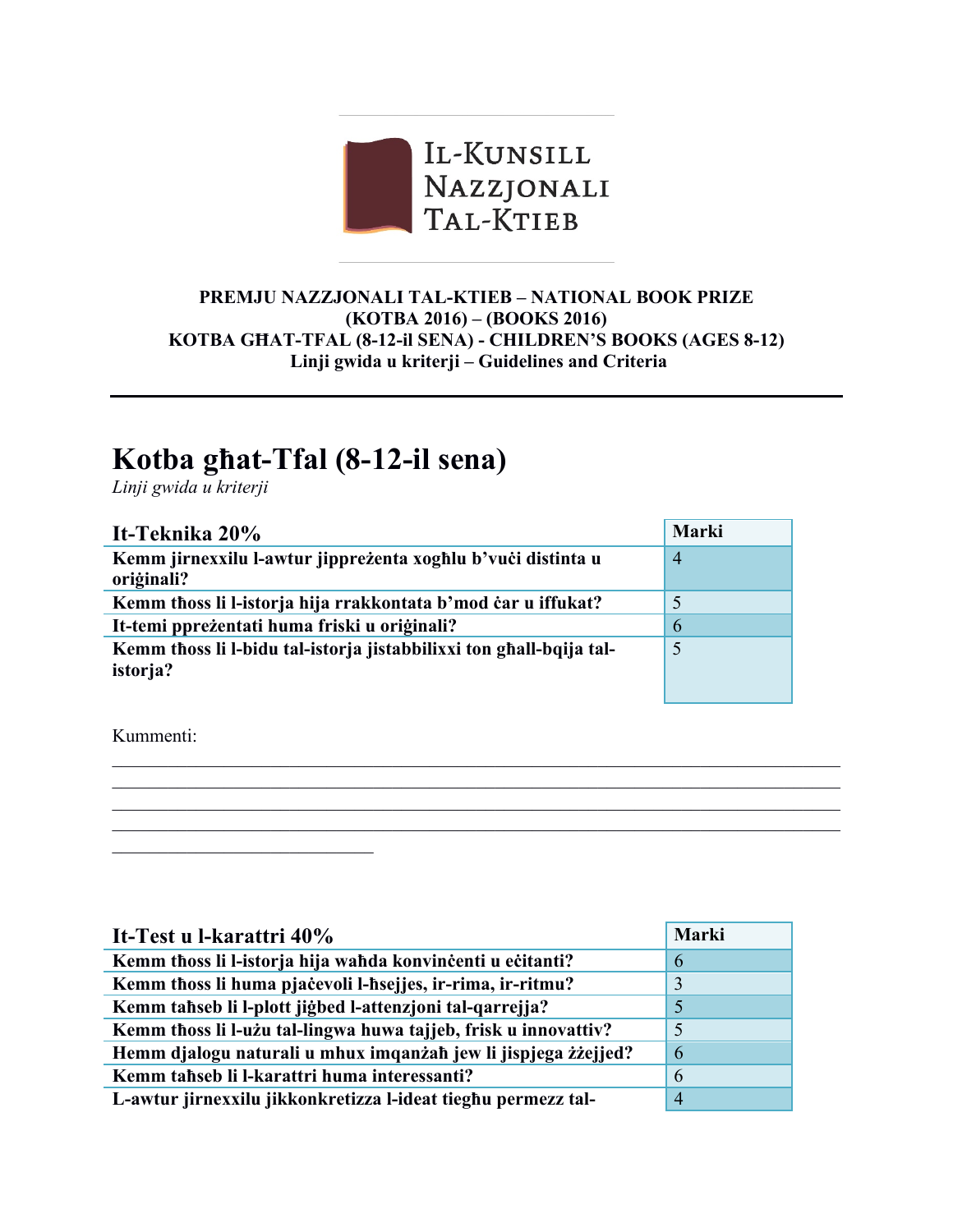IL-KUNSILL NAZZJONALI TAL-KTIEB

**PREMJU NAZZJONALI TAL-KTIEB – NATIONAL BOOK PRIZE**
**(KOTBA 2016) – (BOOKS 2016)**
**KOTBA GĦAT-TFAL (8-12-il SENA) - CHILDREN'S BOOKS (AGES 8-12)**
**Linji gwida u kriterji – Guidelines and Criteria**

---

# Kotba għat-Tfal (8-12-il sena)

*Linji gwida u kriterji*

| It-Teknika 20% | Marki |
|---|---|
| Kemm jirnexxilu l-awtur jippreżenta xogħlu b'vuċi distinta u oriġinali? | 4 |
| Kemm tħoss li l-istorja hija rrakkontata b'mod ċar u iffukat? | 5 |
| It-temi ppreżentati huma friski u oriġinali? | 6 |
| Kemm tħoss li l-bidu tal-istorja jistabbilixxi ton għall-bqija tal-istorja? | 5 |

Kummenti:

______________________________________________________________________________
______________________________________________________________________________
______________________________________________________________________________
______________________________________________________________________________
______________________________

| It-Test u l-karattri 40% | Marki |
|---|---|
| Kemm tħoss li l-istorja hija waħda konvinċenti u eċitanti? | 6 |
| Kemm tħoss li huma pjaċevoli l-ħsejjes, ir-rima, ir-ritmu? | 3 |
| Kemm taħseb li l-plott jiġbed l-attenzjoni tal-qarrejja? | 5 |
| Kemm tħoss li l-użu tal-lingwa huwa tajjeb, frisk u innovattiv? | 5 |
| Hemm djalogu naturali u mhux imqanżaħ jew li jispjega żżejjed? | 6 |
| Kemm taħseb li l-karattri huma interessanti? | 6 |
| L-awtur jirnexxilu jikkonkretizza l-ideat tiegħu permezz tal- | 4 |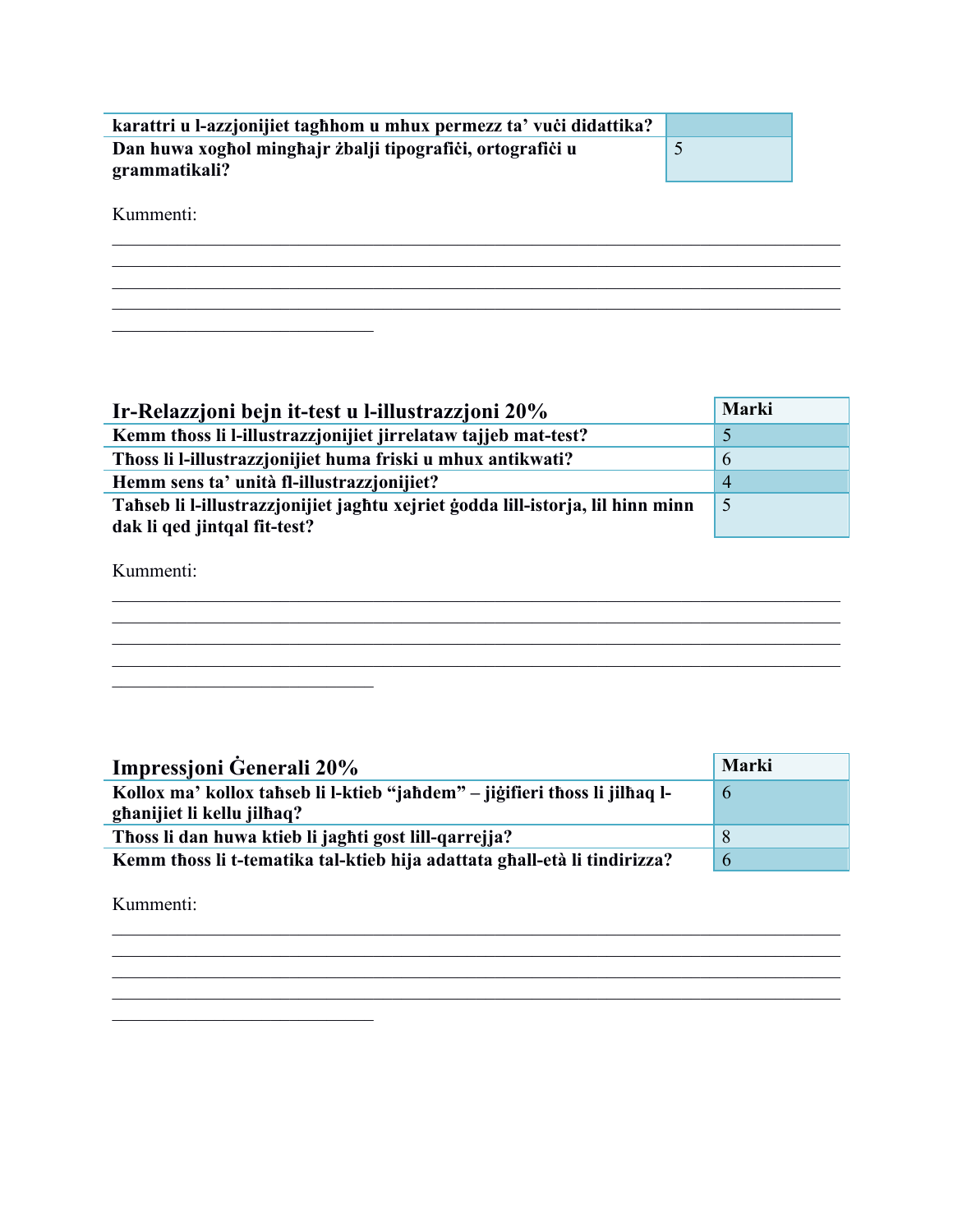| | |
|---|---|
| **karattri u l-azzjonijiet tagħhom u mhux permezz ta' vuċi didattika?** | |
| **Dan huwa xogħol mingħajr żbalji tipografiċi, ortografiċi u grammatikali?** | 5 |

Kummenti:

______________________________________________________________________________
______________________________________________________________________________
______________________________________________________________________________
______________________________________________________________________________
______________________________

| **Ir-Relazzjoni bejn it-test u l-illustrazzjoni 20%** | **Marki** |
|---|---|
| **Kemm tħoss li l-illustrazzjonijiet jirrelataw tajjeb mat-test?** | 5 |
| **Tħoss li l-illustrazzjonijiet huma friski u mhux antikwati?** | 6 |
| **Hemm sens ta' unità fl-illustrazzjonijiet?** | 4 |
| **Taħseb li l-illustrazzjonijiet jagħtu xejriet ġodda lill-istorja, lil hinn minn dak li qed jintqal fit-test?** | 5 |

Kummenti:

______________________________________________________________________________
______________________________________________________________________________
______________________________________________________________________________
______________________________________________________________________________
______________________________

| **Impressjoni Ġenerali 20%** | **Marki** |
|---|---|
| **Kollox ma' kollox taħseb li l-ktieb "jaħdem" – jiġifieri tħoss li jilħaq l-għanijiet li kellu jilħaq?** | 6 |
| **Tħoss li dan huwa ktieb li jagħti gost lill-qarrejja?** | 8 |
| **Kemm tħoss li t-tematika tal-ktieb hija adattata għall-età li tindirizza?** | 6 |

Kummenti:

______________________________________________________________________________
______________________________________________________________________________
______________________________________________________________________________
______________________________________________________________________________
______________________________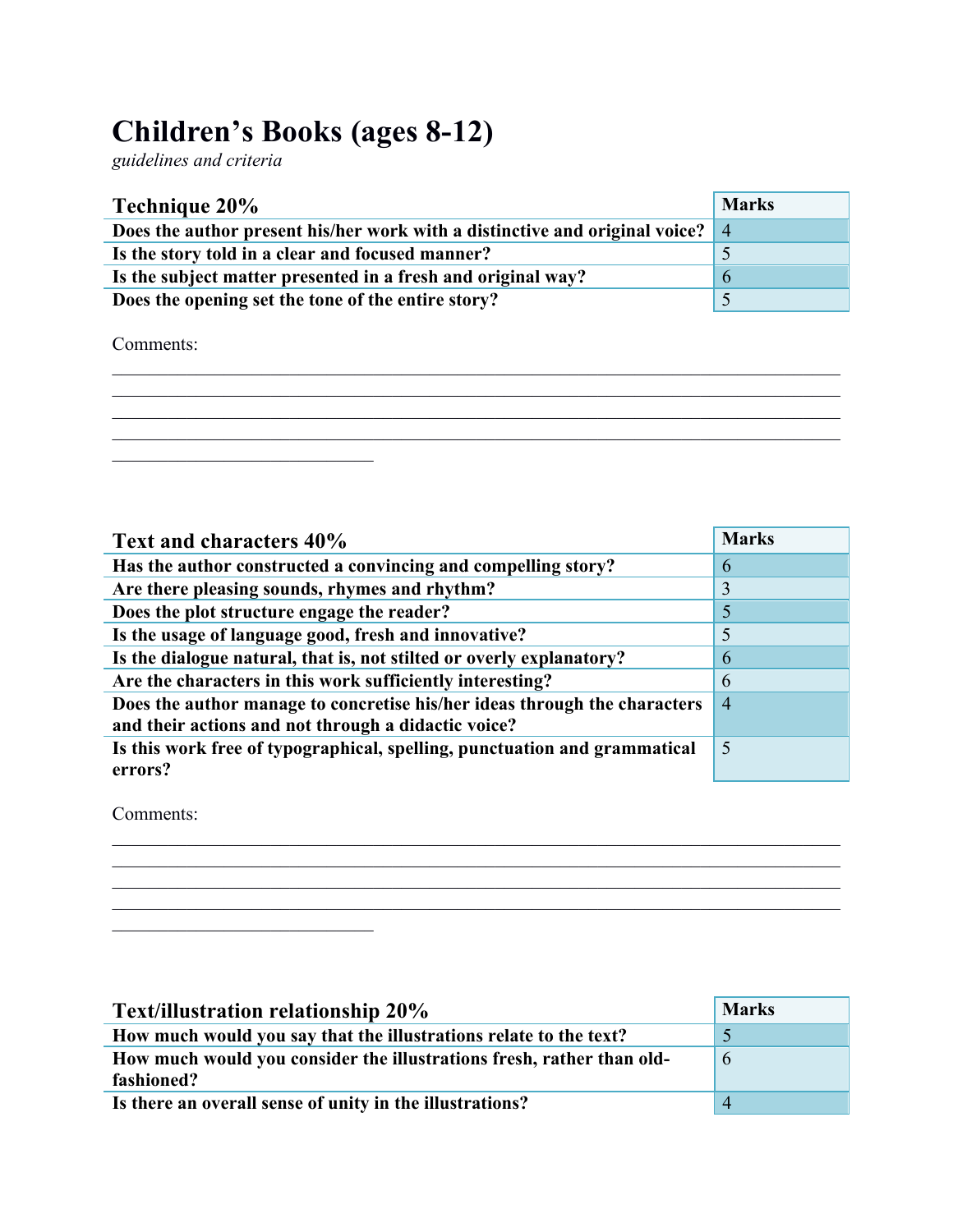# Children's Books (ages 8-12)

*guidelines and criteria*

| Technique 20% | Marks |
|---|---|
| Does the author present his/her work with a distinctive and original voice? | 4 |
| Is the story told in a clear and focused manner? | 5 |
| Is the subject matter presented in a fresh and original way? | 6 |
| Does the opening set the tone of the entire story? | 5 |

Comments:

______________________________________________________________________________
______________________________________________________________________________
______________________________________________________________________________
______________________________________________________________________________
____________________________

| Text and characters 40% | Marks |
|---|---|
| Has the author constructed a convincing and compelling story? | 6 |
| Are there pleasing sounds, rhymes and rhythm? | 3 |
| Does the plot structure engage the reader? | 5 |
| Is the usage of language good, fresh and innovative? | 5 |
| Is the dialogue natural, that is, not stilted or overly explanatory? | 6 |
| Are the characters in this work sufficiently interesting? | 6 |
| Does the author manage to concretise his/her ideas through the characters and their actions and not through a didactic voice? | 4 |
| Is this work free of typographical, spelling, punctuation and grammatical errors? | 5 |

Comments:

______________________________________________________________________________
______________________________________________________________________________
______________________________________________________________________________
______________________________________________________________________________
____________________________

| Text/illustration relationship 20% | Marks |
|---|---|
| How much would you say that the illustrations relate to the text? | 5 |
| How much would you consider the illustrations fresh, rather than old-fashioned? | 6 |
| Is there an overall sense of unity in the illustrations? | 4 |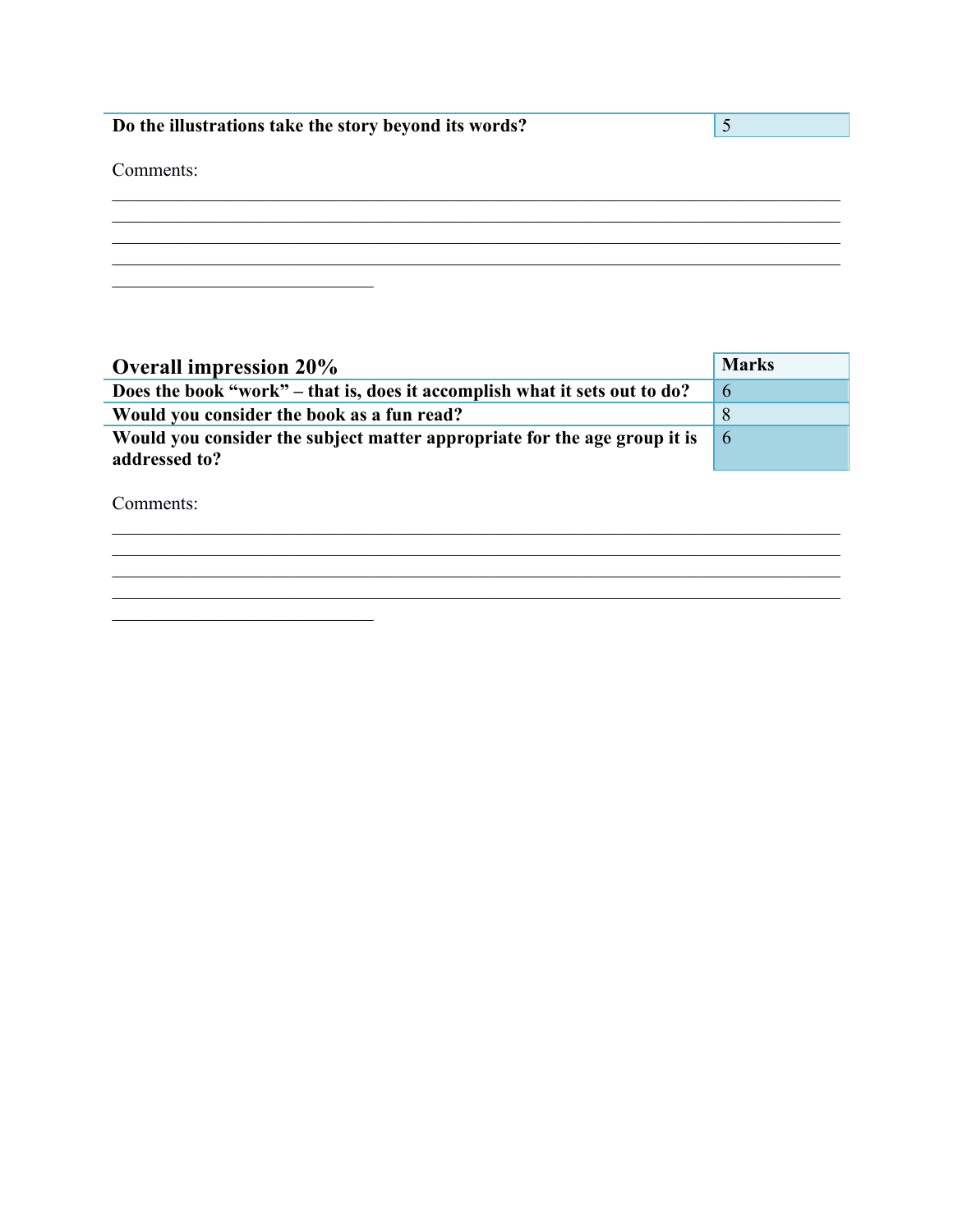| | |
|---|---|
| **Do the illustrations take the story beyond its words?** | 5 |

Comments:

_______________________________________________________________________________
_______________________________________________________________________________
_______________________________________________________________________________
_______________________________________________________________________________
____________________________

| **Overall impression 20%** | **Marks** |
|---|---|
| **Does the book "work" – that is, does it accomplish what it sets out to do?** | 6 |
| **Would you consider the book as a fun read?** | 8 |
| **Would you consider the subject matter appropriate for the age group it is addressed to?** | 6 |

Comments:

_______________________________________________________________________________
_______________________________________________________________________________
_______________________________________________________________________________
_______________________________________________________________________________
____________________________